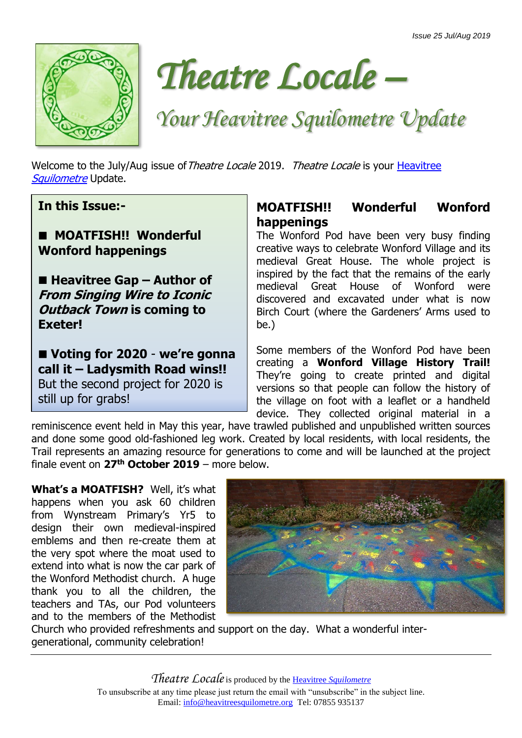Issue 25 Jul/Aug 2019

# *Theatre Locale –*

## *Your Heavitree Squilometre Update*

Welcome to the July/Aug issue of *Theatre Locale* 2019. *Theatre Locale* is your Heavitree *Squilometre* Update.

**In this Issue:-**

- **MOATFISH!! Wonderful Wonford happenings**
- **Heavitree Gap – Author of *From Singing Wire to Iconic Outback Town* is coming to Exeter!**
- **Voting for 2020** - **we're gonna call it – Ladysmith Road wins!!** But the second project for 2020 is still up for grabs!

### MOATFISH!! Wonderful Wonford happenings

The Wonford Pod have been very busy finding creative ways to celebrate Wonford Village and its medieval Great House. The whole project is inspired by the fact that the remains of the early medieval Great House of Wonford were discovered and excavated under what is now Birch Court (where the Gardeners' Arms used to be.)

Some members of the Wonford Pod have been creating a **Wonford Village History Trail!** They're going to create printed and digital versions so that people can follow the history of the village on foot with a leaflet or a handheld device. They collected original material in a reminiscence event held in May this year, have trawled published and unpublished written sources and done some good old-fashioned leg work. Created by local residents, with local residents, the Trail represents an amazing resource for generations to come and will be launched at the project finale event on **27th October 2019** – more below.

**What's a MOATFISH?** Well, it's what happens when you ask 60 children from Wynstream Primary's Yr5 to design their own medieval-inspired emblems and then re-create them at the very spot where the moat used to extend into what is now the car park of the Wonford Methodist church. A huge thank you to all the children, the teachers and TAs, our Pod volunteers and to the members of the Methodist Church who provided refreshments and support on the day. What a wonderful inter-generational, community celebration!

---

*Theatre Locale* is produced by the Heavitree *Squilometre*
To unsubscribe at any time please just return the email with "unsubscribe" in the subject line.
Email: info@heavitreesquilometre.org Tel: 07855 935137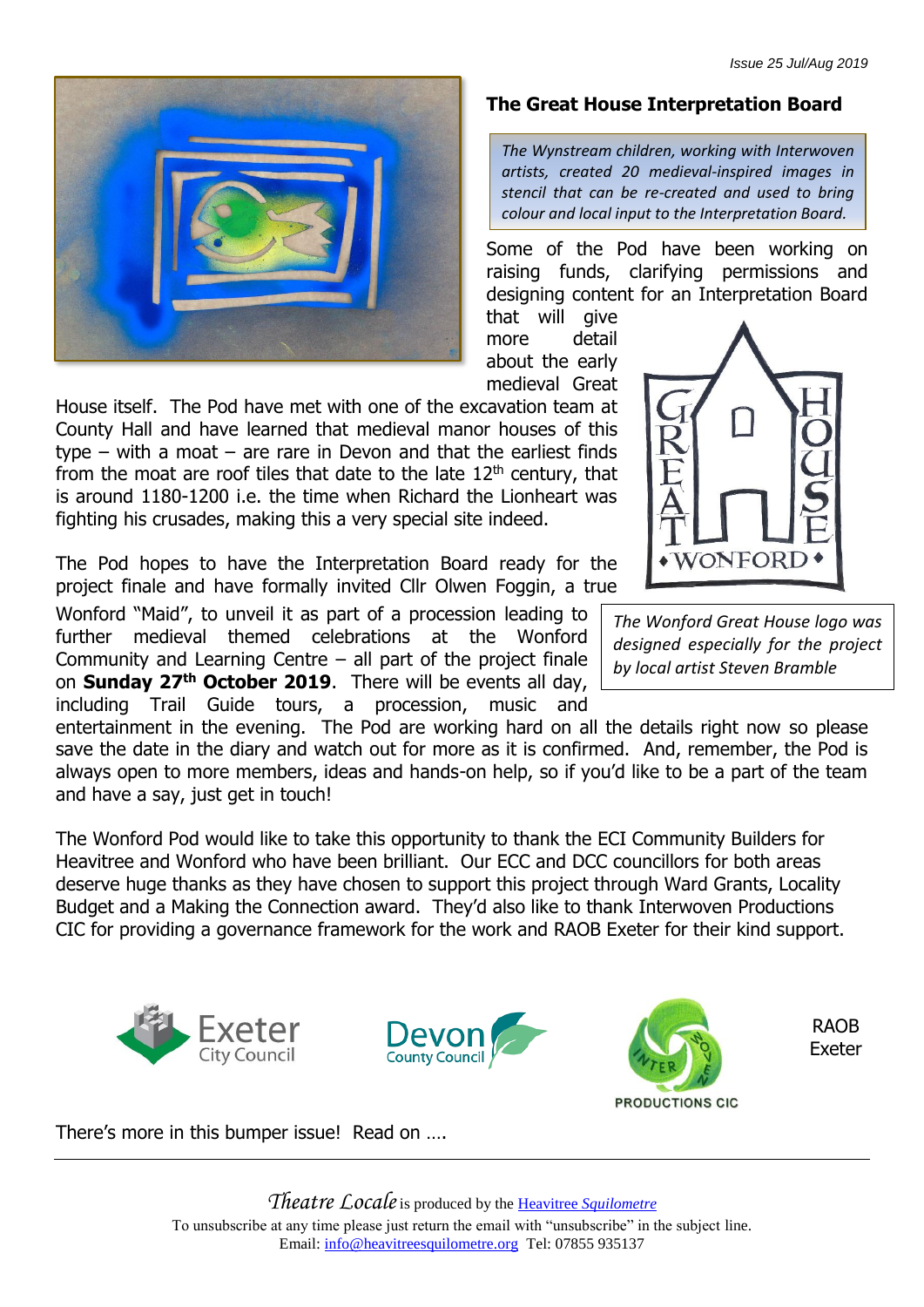## The Great House Interpretation Board

*The Wynstream children, working with Interwoven artists, created 20 medieval-inspired images in stencil that can be re-created and used to bring colour and local input to the Interpretation Board.*

Some of the Pod have been working on raising funds, clarifying permissions and designing content for an Interpretation Board that will give more detail about the early medieval Great House itself. The Pod have met with one of the excavation team at County Hall and have learned that medieval manor houses of this type – with a moat – are rare in Devon and that the earliest finds from the moat are roof tiles that date to the late 12th century, that is around 1180-1200 i.e. the time when Richard the Lionheart was fighting his crusades, making this a very special site indeed.

*The Wonford Great House logo was designed especially for the project by local artist Steven Bramble*

The Pod hopes to have the Interpretation Board ready for the project finale and have formally invited Cllr Olwen Foggin, a true Wonford "Maid", to unveil it as part of a procession leading to further medieval themed celebrations at the Wonford Community and Learning Centre – all part of the project finale on **Sunday 27th October 2019**. There will be events all day, including Trail Guide tours, a procession, music and entertainment in the evening. The Pod are working hard on all the details right now so please save the date in the diary and watch out for more as it is confirmed. And, remember, the Pod is always open to more members, ideas and hands-on help, so if you'd like to be a part of the team and have a say, just get in touch!

The Wonford Pod would like to take this opportunity to thank the ECI Community Builders for Heavitree and Wonford who have been brilliant. Our ECC and DCC councillors for both areas deserve huge thanks as they have chosen to support this project through Ward Grants, Locality Budget and a Making the Connection award. They'd also like to thank Interwoven Productions CIC for providing a governance framework for the work and RAOB Exeter for their kind support.

Exeter City Council | Devon County Council | Interwoven Productions CIC | RAOB Exeter

There's more in this bumper issue! Read on ….

---

*Theatre Locale* is produced by the Heavitree *Squilometre*
To unsubscribe at any time please just return the email with "unsubscribe" in the subject line.
Email: info@heavitreesquilometre.org Tel: 07855 935137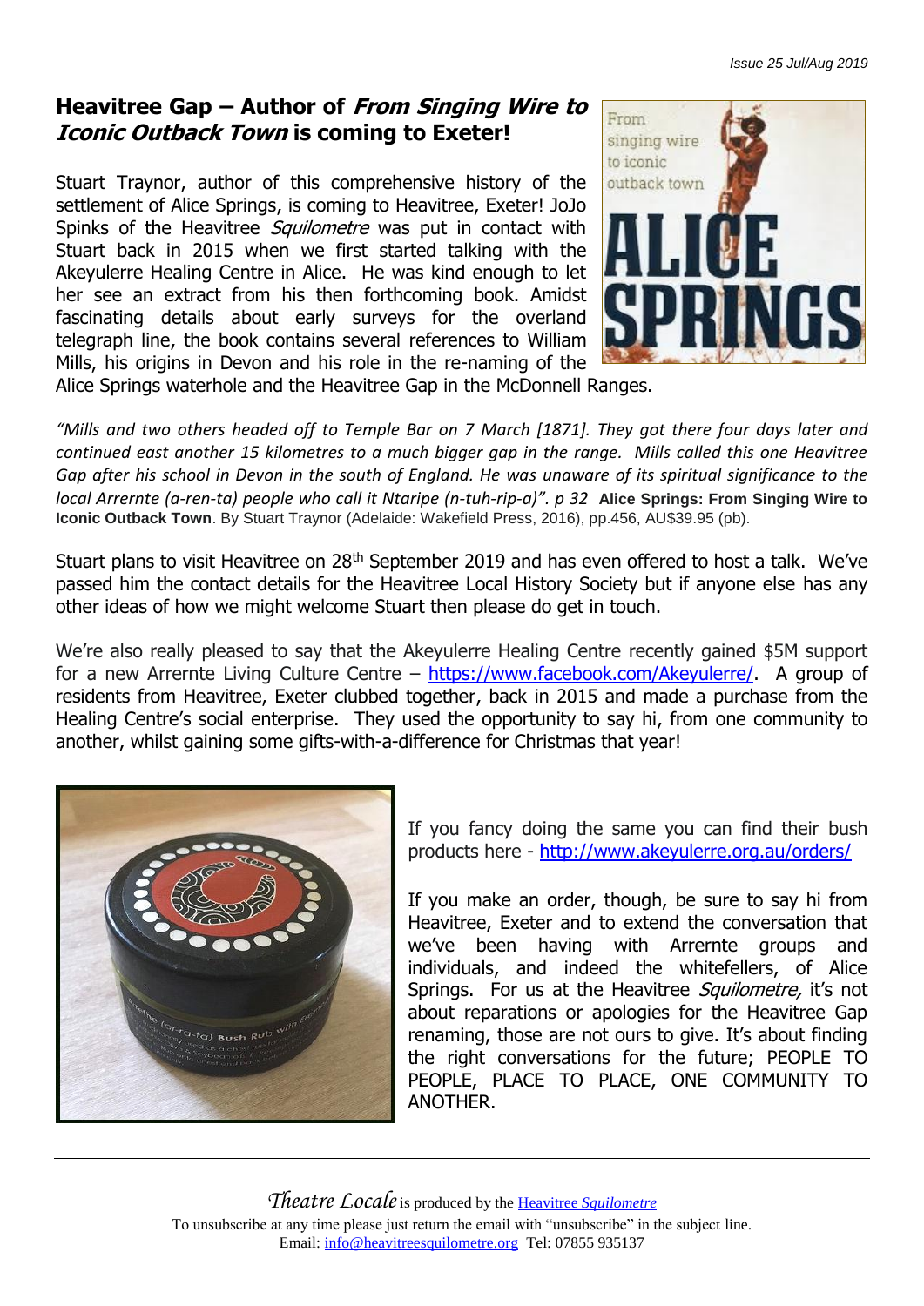## Heavitree Gap – Author of *From Singing Wire to Iconic Outback Town* is coming to Exeter!

Stuart Traynor, author of this comprehensive history of the settlement of Alice Springs, is coming to Heavitree, Exeter! JoJo Spinks of the Heavitree *Squilometre* was put in contact with Stuart back in 2015 when we first started talking with the Akeyulerre Healing Centre in Alice. He was kind enough to let her see an extract from his then forthcoming book. Amidst fascinating details about early surveys for the overland telegraph line, the book contains several references to William Mills, his origins in Devon and his role in the re-naming of the Alice Springs waterhole and the Heavitree Gap in the McDonnell Ranges.

*"Mills and two others headed off to Temple Bar on 7 March [1871]. They got there four days later and continued east another 15 kilometres to a much bigger gap in the range. Mills called this one Heavitree Gap after his school in Devon in the south of England. He was unaware of its spiritual significance to the local Arrernte (a-ren-ta) people who call it Ntaripe (n-tuh-rip-a)". p 32* **Alice Springs: From Singing Wire to Iconic Outback Town**. By Stuart Traynor (Adelaide: Wakefield Press, 2016), pp.456, AU$39.95 (pb).

Stuart plans to visit Heavitree on 28th September 2019 and has even offered to host a talk. We've passed him the contact details for the Heavitree Local History Society but if anyone else has any other ideas of how we might welcome Stuart then please do get in touch.

We're also really pleased to say that the Akeyulerre Healing Centre recently gained $5M support for a new Arrernte Living Culture Centre – https://www.facebook.com/Akeyulerre/. A group of residents from Heavitree, Exeter clubbed together, back in 2015 and made a purchase from the Healing Centre's social enterprise. They used the opportunity to say hi, from one community to another, whilst gaining some gifts-with-a-difference for Christmas that year!

If you fancy doing the same you can find their bush products here - http://www.akeyulerre.org.au/orders/

If you make an order, though, be sure to say hi from Heavitree, Exeter and to extend the conversation that we've been having with Arrernte groups and individuals, and indeed the whitefellers, of Alice Springs. For us at the Heavitree *Squilometre,* it's not about reparations or apologies for the Heavitree Gap renaming, those are not ours to give. It's about finding the right conversations for the future; PEOPLE TO PEOPLE, PLACE TO PLACE, ONE COMMUNITY TO ANOTHER.

---

*Theatre Locale* is produced by the Heavitree *Squilometre*

To unsubscribe at any time please just return the email with "unsubscribe" in the subject line.
Email: info@heavitreesquilometre.org Tel: 07855 935137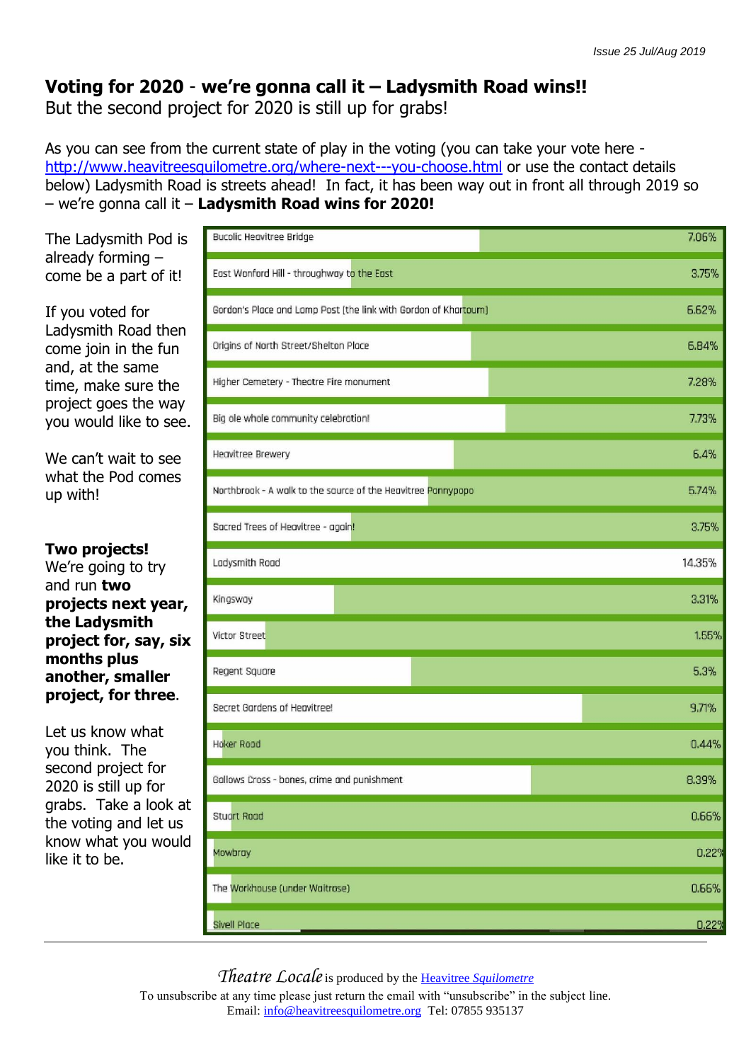# Voting for 2020 - we're gonna call it – Ladysmith Road wins!!

But the second project for 2020 is still up for grabs!

As you can see from the current state of play in the voting (you can take your vote here - http://www.heavitreesquilometre.org/where-next---you-choose.html or use the contact details below) Ladysmith Road is streets ahead! In fact, it has been way out in front all through 2019 so – we're gonna call it – **Ladysmith Road wins for 2020!**

The Ladysmith Pod is already forming – come be a part of it!

If you voted for Ladysmith Road then come join in the fun and, at the same time, make sure the project goes the way you would like to see.

We can't wait to see what the Pod comes up with!

**Two projects!** We're going to try and run **two projects next year, the Ladysmith project for, say, six months plus another, smaller project, for three**.

Let us know what you think. The second project for 2020 is still up for grabs. Take a look at the voting and let us know what you would like it to be.

Bucolic Heavitree Bridge 7.06%
East Wonford Hill - throughway to the East 3.75%
Gordon's Place and Lamp Post (the link with Gordon of Khartoum) 6.62%
Origins of North Street/Shelton Place 6.84%
Higher Cemetery - Theatre Fire monument 7.28%
Big ole whole community celebration! 7.73%
Heavitree Brewery 6.4%
Northbrook - A walk to the source of the Heavitree Pannypopo 5.74%
Sacred Trees of Heavitree - again! 3.75%
Ladysmith Road 14.35%
Kingsway 3.31%
Victor Street 1.55%
Regent Square 5.3%
Secret Gardens of Heavitree! 9.71%
Hoker Road 0.44%
Gallows Cross - bones, crime and punishment 8.39%
Stuart Road 0.66%
Mowbray 0.22%
The Workhouse (under Waitrose) 0.66%
Sivell Place 0.22%

*Theatre Locale* is produced by the Heavitree *Squilometre*

To unsubscribe at any time please just return the email with "unsubscribe" in the subject line.

Email: info@heavitreesquilometre.org Tel: 07855 935137